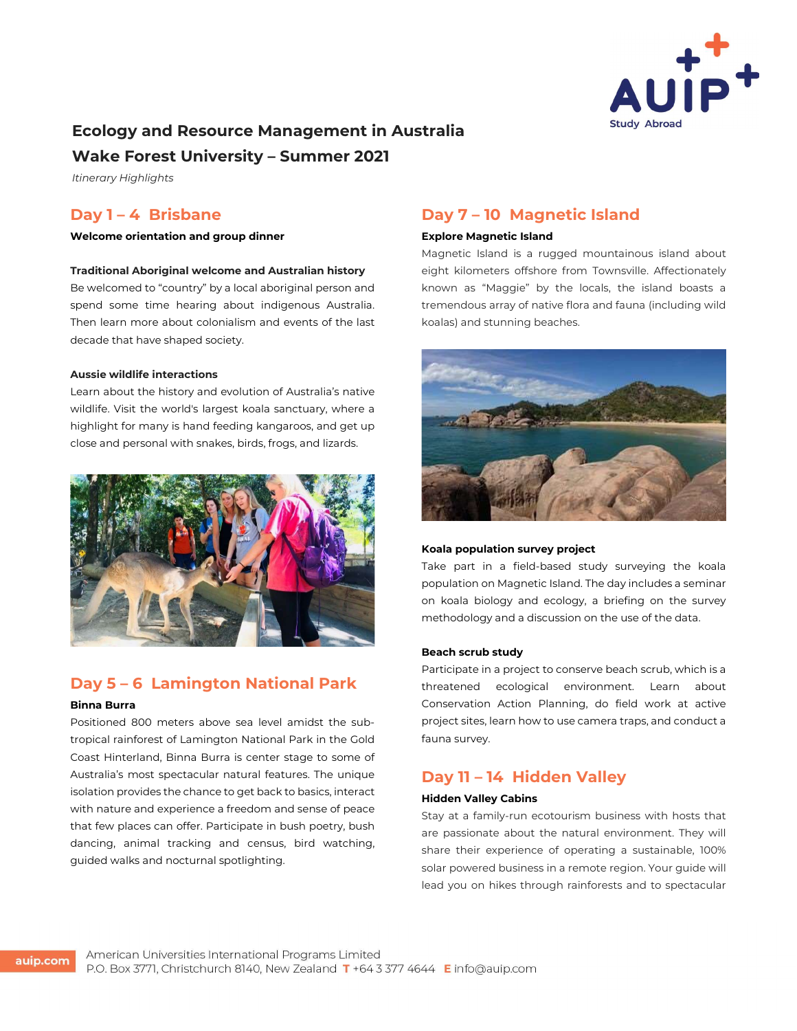# Ecology and Resource Management in Australia

# Wake Forest University – Summer 2021

*Itinerary Highlights*

## Day 1 – 4 Brisbane

**Welcome orientation and group dinner**

**Traditional Aboriginal welcome and Australian history**

Be welcomed to "country" by a local aboriginal person and spend some time hearing about indigenous Australia. Then learn more about colonialism and events of the last decade that have shaped society.

**Aussie wildlife interactions**

Learn about the history and evolution of Australia's native wildlife. Visit the world's largest koala sanctuary, where a highlight for many is hand feeding kangaroos, and get up close and personal with snakes, birds, frogs, and lizards.

## Day 5 – 6 Lamington National Park

**Binna Burra**

Positioned 800 meters above sea level amidst the sub-tropical rainforest of Lamington National Park in the Gold Coast Hinterland, Binna Burra is center stage to some of Australia's most spectacular natural features. The unique isolation provides the chance to get back to basics, interact with nature and experience a freedom and sense of peace that few places can offer. Participate in bush poetry, bush dancing, animal tracking and census, bird watching, guided walks and nocturnal spotlighting.

## Day 7 – 10 Magnetic Island

**Explore Magnetic Island**

Magnetic Island is a rugged mountainous island about eight kilometers offshore from Townsville. Affectionately known as "Maggie" by the locals, the island boasts a tremendous array of native flora and fauna (including wild koalas) and stunning beaches.

**Koala population survey project**

Take part in a field-based study surveying the koala population on Magnetic Island. The day includes a seminar on koala biology and ecology, a briefing on the survey methodology and a discussion on the use of the data.

**Beach scrub study**

Participate in a project to conserve beach scrub, which is a threatened ecological environment. Learn about Conservation Action Planning, do field work at active project sites, learn how to use camera traps, and conduct a fauna survey.

## Day 11 – 14 Hidden Valley

**Hidden Valley Cabins**

Stay at a family-run ecotourism business with hosts that are passionate about the natural environment. They will share their experience of operating a sustainable, 100% solar powered business in a remote region. Your guide will lead you on hikes through rainforests and to spectacular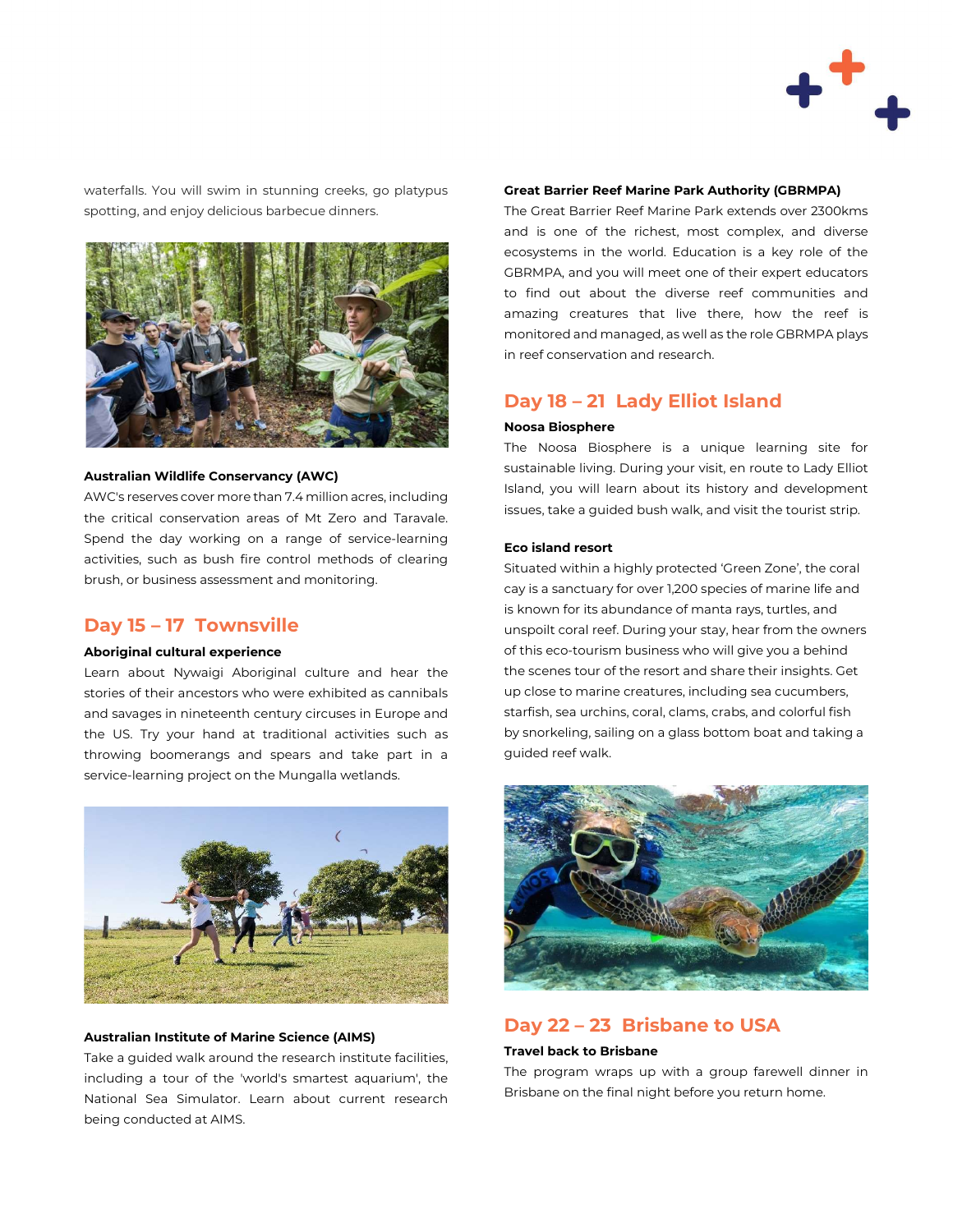waterfalls. You will swim in stunning creeks, go platypus spotting, and enjoy delicious barbecue dinners.

**Australian Wildlife Conservancy (AWC)**

AWC's reserves cover more than 7.4 million acres, including the critical conservation areas of Mt Zero and Taravale. Spend the day working on a range of service-learning activities, such as bush fire control methods of clearing brush, or business assessment and monitoring.

## Day 15 – 17 Townsville

**Aboriginal cultural experience**

Learn about Nywaigi Aboriginal culture and hear the stories of their ancestors who were exhibited as cannibals and savages in nineteenth century circuses in Europe and the US. Try your hand at traditional activities such as throwing boomerangs and spears and take part in a service-learning project on the Mungalla wetlands.

**Australian Institute of Marine Science (AIMS)**

Take a guided walk around the research institute facilities, including a tour of the 'world's smartest aquarium', the National Sea Simulator. Learn about current research being conducted at AIMS.

**Great Barrier Reef Marine Park Authority (GBRMPA)**

The Great Barrier Reef Marine Park extends over 2300kms and is one of the richest, most complex, and diverse ecosystems in the world. Education is a key role of the GBRMPA, and you will meet one of their expert educators to find out about the diverse reef communities and amazing creatures that live there, how the reef is monitored and managed, as well as the role GBRMPA plays in reef conservation and research.

## Day 18 – 21 Lady Elliot Island

**Noosa Biosphere**

The Noosa Biosphere is a unique learning site for sustainable living. During your visit, en route to Lady Elliot Island, you will learn about its history and development issues, take a guided bush walk, and visit the tourist strip.

**Eco island resort**

Situated within a highly protected 'Green Zone', the coral cay is a sanctuary for over 1,200 species of marine life and is known for its abundance of manta rays, turtles, and unspoilt coral reef. During your stay, hear from the owners of this eco-tourism business who will give you a behind the scenes tour of the resort and share their insights. Get up close to marine creatures, including sea cucumbers, starfish, sea urchins, coral, clams, crabs, and colorful fish by snorkeling, sailing on a glass bottom boat and taking a guided reef walk.

## Day 22 – 23 Brisbane to USA

**Travel back to Brisbane**

The program wraps up with a group farewell dinner in Brisbane on the final night before you return home.